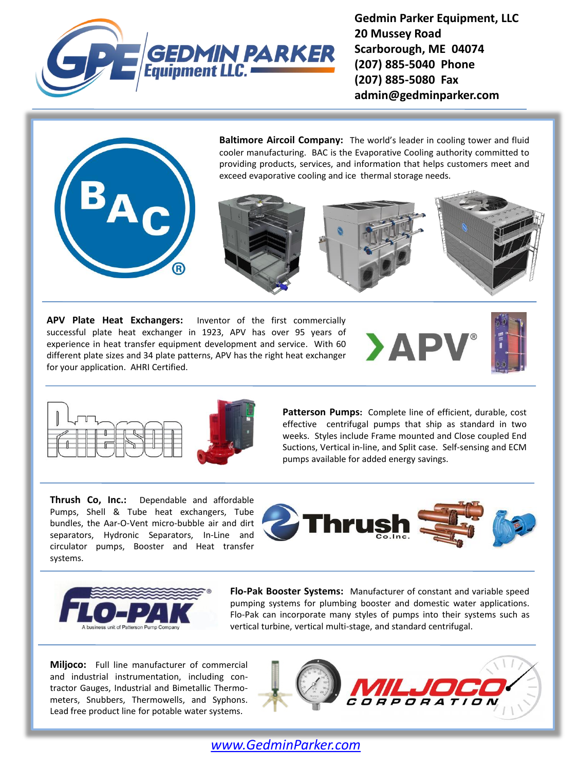**Gedmin Parker Equipment, LLC**
**20 Mussey Road**
**Scarborough, ME 04074**
**(207) 885-5040 Phone**
**(207) 885-5080 Fax**
**admin@gedminparker.com**

**Baltimore Aircoil Company:** The world's leader in cooling tower and fluid cooler manufacturing. BAC is the Evaporative Cooling authority committed to providing products, services, and information that helps customers meet and exceed evaporative cooling and ice thermal storage needs.

**APV Plate Heat Exchangers:** Inventor of the first commercially successful plate heat exchanger in 1923, APV has over 95 years of experience in heat transfer equipment development and service. With 60 different plate sizes and 34 plate patterns, APV has the right heat exchanger for your application. AHRI Certified.

**Patterson Pumps:** Complete line of efficient, durable, cost effective centrifugal pumps that ship as standard in two weeks. Styles include Frame mounted and Close coupled End Suctions, Vertical in-line, and Split case. Self-sensing and ECM pumps available for added energy savings.

**Thrush Co, Inc.:** Dependable and affordable Pumps, Shell & Tube heat exchangers, Tube bundles, the Aar-O-Vent micro-bubble air and dirt separators, Hydronic Separators, In-Line and circulator pumps, Booster and Heat transfer systems.

**Flo-Pak Booster Systems:** Manufacturer of constant and variable speed pumping systems for plumbing booster and domestic water applications. Flo-Pak can incorporate many styles of pumps into their systems such as vertical turbine, vertical multi-stage, and standard centrifugal.

A business unit of Patterson Pump Company

**Miljoco:** Full line manufacturer of commercial and industrial instrumentation, including contractor Gauges, Industrial and Bimetallic Thermometers, Snubbers, Thermowells, and Syphons. Lead free product line for potable water systems.

[www.GedminParker.com](http://www.GedminParker.com)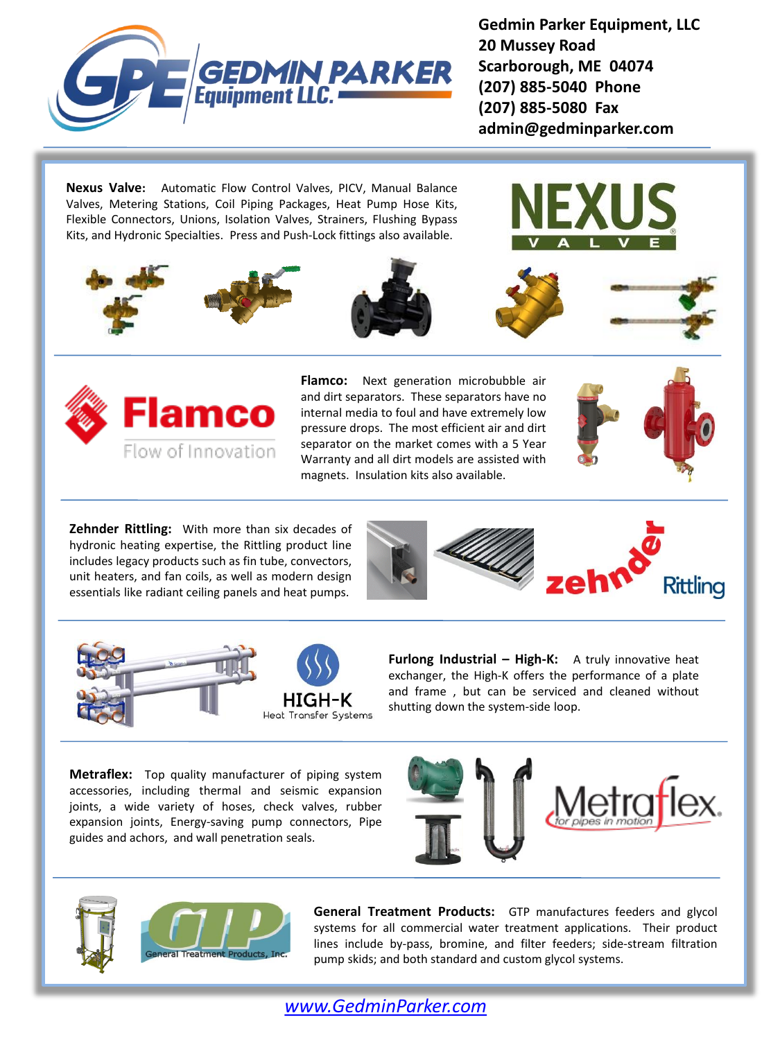**Gedmin Parker Equipment, LLC**
**20 Mussey Road**
**Scarborough, ME 04074**
**(207) 885-5040 Phone**
**(207) 885-5080 Fax**
**admin@gedminparker.com**

**Nexus Valve:** Automatic Flow Control Valves, PICV, Manual Balance Valves, Metering Stations, Coil Piping Packages, Heat Pump Hose Kits, Flexible Connectors, Unions, Isolation Valves, Strainers, Flushing Bypass Kits, and Hydronic Specialties. Press and Push-Lock fittings also available.

**Flamco:** Next generation microbubble air and dirt separators. These separators have no internal media to foul and have extremely low pressure drops. The most efficient air and dirt separator on the market comes with a 5 Year Warranty and all dirt models are assisted with magnets. Insulation kits also available.

**Zehnder Rittling:** With more than six decades of hydronic heating expertise, the Rittling product line includes legacy products such as fin tube, convectors, unit heaters, and fan coils, as well as modern design essentials like radiant ceiling panels and heat pumps.

**Furlong Industrial – High-K:** A truly innovative heat exchanger, the High-K offers the performance of a plate and frame , but can be serviced and cleaned without shutting down the system-side loop.

**Metraflex:** Top quality manufacturer of piping system accessories, including thermal and seismic expansion joints, a wide variety of hoses, check valves, rubber expansion joints, Energy-saving pump connectors, Pipe guides and achors, and wall penetration seals.

**General Treatment Products:** GTP manufactures feeders and glycol systems for all commercial water treatment applications. Their product lines include by-pass, bromine, and filter feeders; side-stream filtration pump skids; and both standard and custom glycol systems.

www.GedminParker.com